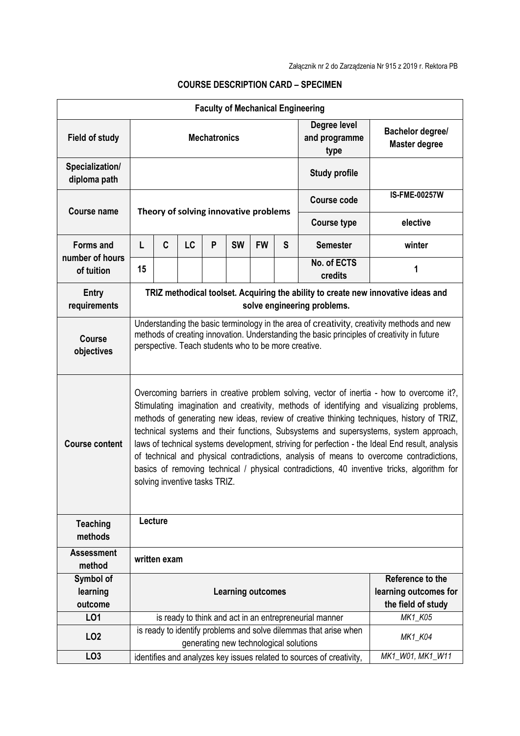Załącznik nr 2 do Zarządzenia Nr 915 z 2019 r. Rektora PB

## COURSE DESCRIPTION CARD – SPECIMEN

| **Faculty of Mechanical Engineering** | | | | | | | | | |
|---|---|---|---|---|---|---|---|---|---|
| **Field of study** | **Mechatronics** | | | | | | | **Degree level and programme type** | **Bachelor degree/ Master degree** |
| **Specialization/ diploma path** | | | | | | | | **Study profile** | |
| **Course name** | **Theory of solving innovative problems** | | | | | | | **Course code** | **IS-FME-00257W** |
| | | | | | | | | **Course type** | **elective** |
| **Forms and number of hours of tuition** | **L** | **C** | **LC** | **P** | **SW** | **FW** | **S** | **Semester** | **winter** |
| | **15** | | | | | | | **No. of ECTS credits** | **1** |
| **Entry requirements** | **TRIZ methodical toolset. Acquiring the ability to create new innovative ideas and solve engineering problems.** | | | | | | | | |
| **Course objectives** | Understanding the basic terminology in the area of creativity, creativity methods and new methods of creating innovation. Understanding the basic principles of creativity in future perspective. Teach students who to be more creative. | | | | | | | | |
| **Course content** | Overcoming barriers in creative problem solving, vector of inertia - how to overcome it?, Stimulating imagination and creativity, methods of identifying and visualizing problems, methods of generating new ideas, review of creative thinking techniques, history of TRIZ, technical systems and their functions, Subsystems and supersystems, system approach, laws of technical systems development, striving for perfection - the Ideal End result, analysis of technical and physical contradictions, analysis of means to overcome contradictions, basics of removing technical / physical contradictions, 40 inventive tricks, algorithm for solving inventive tasks TRIZ. | | | | | | | | |
| **Teaching methods** | **Lecture** | | | | | | | | |
| **Assessment method** | **written exam** | | | | | | | | |
| **Symbol of learning outcome** | **Learning outcomes** | | | | | | | | **Reference to the learning outcomes for the field of study** |
| **LO1** | is ready to think and act in an entrepreneurial manner | | | | | | | | *MK1_K05* |
| **LO2** | is ready to identify problems and solve dilemmas that arise when generating new technological solutions | | | | | | | | *MK1_K04* |
| **LO3** | identifies and analyzes key issues related to sources of creativity, | | | | | | | | *MK1_W01, MK1_W11* |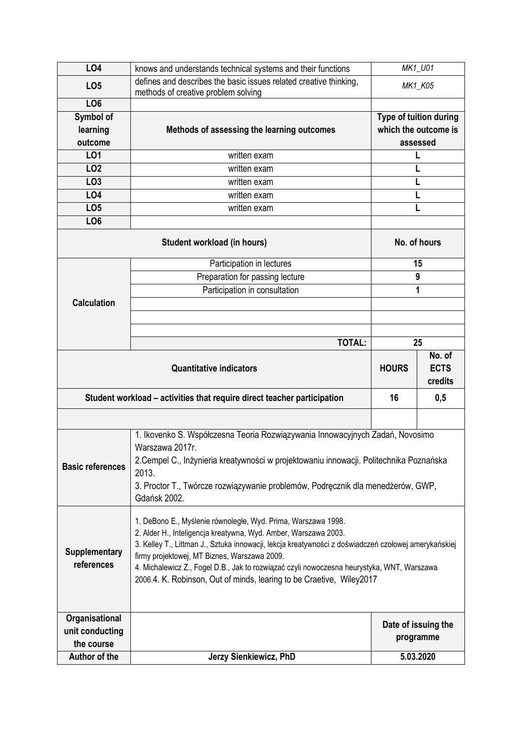| | | |
|---|---|---|
| **LO4** | knows and understands technical systems and their functions | *MK1_U01* |
| **LO5** | defines and describes the basic issues related creative thinking, methods of creative problem solving | *MK1_K05* |
| **LO6** | | |

| Symbol of learning outcome | Methods of assessing the learning outcomes | Type of tuition during which the outcome is assessed |
|---|---|---|
| **LO1** | written exam | **L** |
| **LO2** | written exam | **L** |
| **LO3** | written exam | **L** |
| **LO4** | written exam | **L** |
| **LO5** | written exam | **L** |
| **LO6** | | |

| Student workload (in hours) | | No. of hours |
|---|---|---|
| **Calculation** | Participation in lectures | **15** |
| | Preparation for passing lecture | **9** |
| | Participation in consultation | **1** |
| | | |
| | | |
| | | |
| | **TOTAL:** | **25** |

| Quantitative indicators | HOURS | No. of ECTS credits |
|---|---|---|
| **Student workload – activities that require direct teacher participation** | **16** | **0,5** |
| | | |

| | |
|---|---|
| **Basic references** | 1. Ikovenko S. Współczesna Teoria Rozwiązywania Innowacyjnych Zadań, Novosimo Warszawa 2017r.<br>2.Cempel C., Inżynieria kreatywności w projektowaniu innowacji. Politechnika Poznańska 2013.<br>3. Proctor T., Twórcze rozwiązywanie problemów, Podręcznik dla menedżerów, GWP, Gdańsk 2002. |
| **Supplementary references** | 1. DeBono E., Myślenie równoległe, Wyd. Prima, Warszawa 1998.<br>2. Alder H., Inteligencja kreatywna, Wyd. Amber, Warszawa 2003.<br>3. Kelley T., Littman J., Sztuka innowacji, lekcja kreatywności z doświadczeń czołowej amerykańskiej firmy projektowej, MT Biznes, Warszawa 2009.<br>4. Michalewicz Z., Fogel D.B., Jak to rozwiązać czyli nowoczesna heurystyka, WNT, Warszawa 2006.4. K. Robinson, Out of minds, learing to be Craetive, Wiley2017 |

| | | |
|---|---|---|
| **Organisational unit conducting the course** | | **Date of issuing the programme** |
| **Author of the** | **Jerzy Sienkiewicz, PhD** | **5.03.2020** |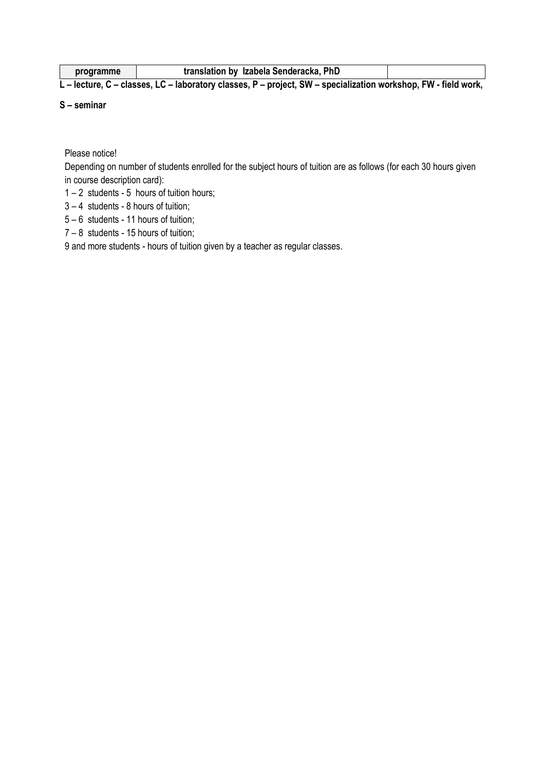| | | |
|---|---|---|
| **programme** | **translation by Izabela Senderacka, PhD** | |

**L – lecture, C – classes, LC – laboratory classes, P – project, SW – specialization workshop, FW - field work, S – seminar**

Please notice!

Depending on number of students enrolled for the subject hours of tuition are as follows (for each 30 hours given in course description card):

1 – 2 students - 5 hours of tuition hours;

3 – 4 students - 8 hours of tuition;

5 – 6 students - 11 hours of tuition;

7 – 8 students - 15 hours of tuition;

9 and more students - hours of tuition given by a teacher as regular classes.